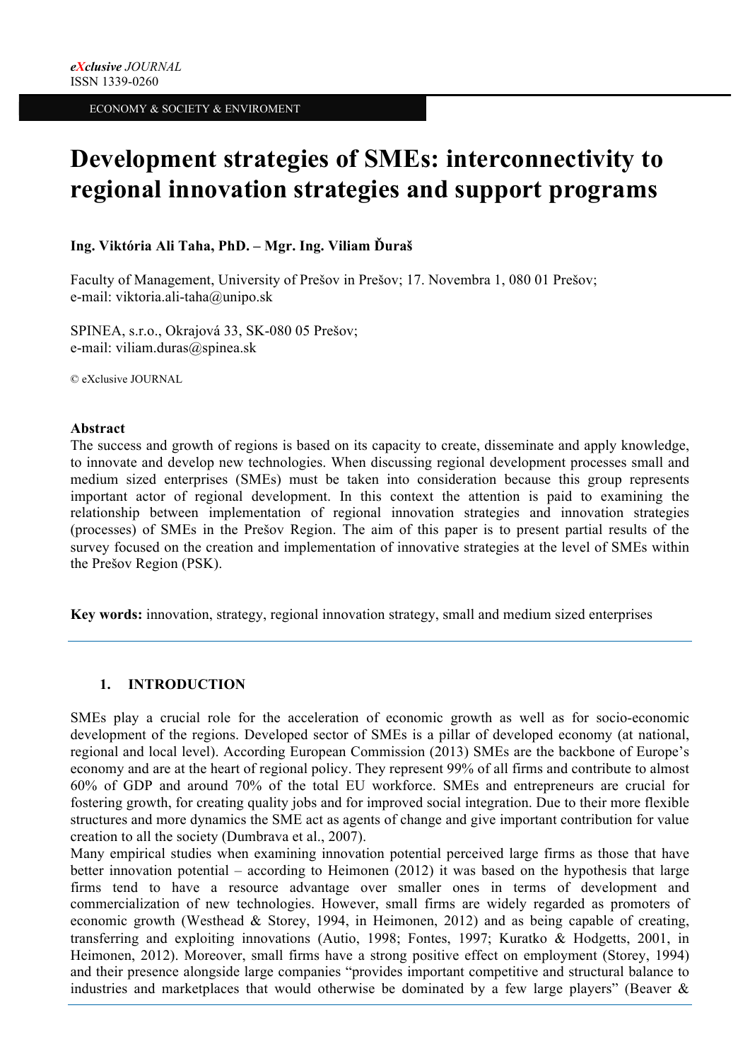# Development strategies of SMEs: interconnectivity to regional innovation strategies and support programs

**Ing. Viktória Ali Taha, PhD. – Mgr. Ing. Viliam Ďuraš**

Faculty of Management, University of Prešov in Prešov; 17. Novembra 1, 080 01 Prešov;
e-mail: viktoria.ali-taha@unipo.sk

SPINEA, s.r.o., Okrajová 33, SK-080 05 Prešov;
e-mail: viliam.duras@spinea.sk

© eXclusive JOURNAL

**Abstract**

The success and growth of regions is based on its capacity to create, disseminate and apply knowledge, to innovate and develop new technologies. When discussing regional development processes small and medium sized enterprises (SMEs) must be taken into consideration because this group represents important actor of regional development. In this context the attention is paid to examining the relationship between implementation of regional innovation strategies and innovation strategies (processes) of SMEs in the Prešov Region. The aim of this paper is to present partial results of the survey focused on the creation and implementation of innovative strategies at the level of SMEs within the Prešov Region (PSK).

**Key words:** innovation, strategy, regional innovation strategy, small and medium sized enterprises

## 1. INTRODUCTION

SMEs play a crucial role for the acceleration of economic growth as well as for socio-economic development of the regions. Developed sector of SMEs is a pillar of developed economy (at national, regional and local level). According European Commission (2013) SMEs are the backbone of Europe's economy and are at the heart of regional policy. They represent 99% of all firms and contribute to almost 60% of GDP and around 70% of the total EU workforce. SMEs and entrepreneurs are crucial for fostering growth, for creating quality jobs and for improved social integration. Due to their more flexible structures and more dynamics the SME act as agents of change and give important contribution for value creation to all the society (Dumbrava et al., 2007).

Many empirical studies when examining innovation potential perceived large firms as those that have better innovation potential – according to Heimonen (2012) it was based on the hypothesis that large firms tend to have a resource advantage over smaller ones in terms of development and commercialization of new technologies. However, small firms are widely regarded as promoters of economic growth (Westhead & Storey, 1994, in Heimonen, 2012) and as being capable of creating, transferring and exploiting innovations (Autio, 1998; Fontes, 1997; Kuratko & Hodgetts, 2001, in Heimonen, 2012). Moreover, small firms have a strong positive effect on employment (Storey, 1994) and their presence alongside large companies "provides important competitive and structural balance to industries and marketplaces that would otherwise be dominated by a few large players" (Beaver &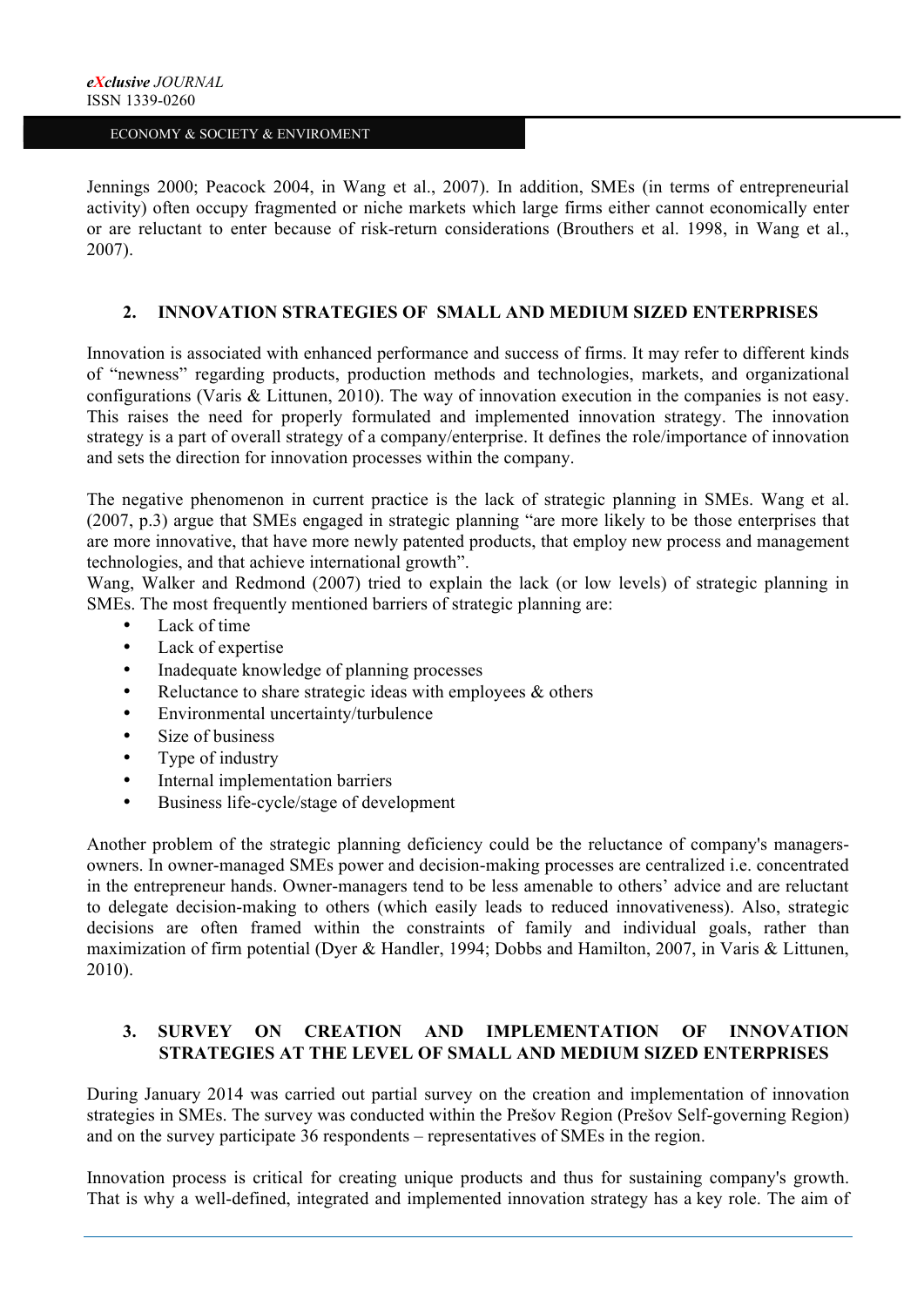Jennings 2000; Peacock 2004, in Wang et al., 2007). In addition, SMEs (in terms of entrepreneurial activity) often occupy fragmented or niche markets which large firms either cannot economically enter or are reluctant to enter because of risk-return considerations (Brouthers et al. 1998, in Wang et al., 2007).

## 2. INNOVATION STRATEGIES OF SMALL AND MEDIUM SIZED ENTERPRISES

Innovation is associated with enhanced performance and success of firms. It may refer to different kinds of "newness" regarding products, production methods and technologies, markets, and organizational configurations (Varis & Littunen, 2010). The way of innovation execution in the companies is not easy. This raises the need for properly formulated and implemented innovation strategy. The innovation strategy is a part of overall strategy of a company/enterprise. It defines the role/importance of innovation and sets the direction for innovation processes within the company.

The negative phenomenon in current practice is the lack of strategic planning in SMEs. Wang et al. (2007, p.3) argue that SMEs engaged in strategic planning "are more likely to be those enterprises that are more innovative, that have more newly patented products, that employ new process and management technologies, and that achieve international growth".

Wang, Walker and Redmond (2007) tried to explain the lack (or low levels) of strategic planning in SMEs. The most frequently mentioned barriers of strategic planning are:

- Lack of time
- Lack of expertise
- Inadequate knowledge of planning processes
- Reluctance to share strategic ideas with employees & others
- Environmental uncertainty/turbulence
- Size of business
- Type of industry
- Internal implementation barriers
- Business life-cycle/stage of development

Another problem of the strategic planning deficiency could be the reluctance of company's managers-owners. In owner-managed SMEs power and decision-making processes are centralized i.e. concentrated in the entrepreneur hands. Owner-managers tend to be less amenable to others' advice and are reluctant to delegate decision-making to others (which easily leads to reduced innovativeness). Also, strategic decisions are often framed within the constraints of family and individual goals, rather than maximization of firm potential (Dyer & Handler, 1994; Dobbs and Hamilton, 2007, in Varis & Littunen, 2010).

## 3. SURVEY ON CREATION AND IMPLEMENTATION OF INNOVATION STRATEGIES AT THE LEVEL OF SMALL AND MEDIUM SIZED ENTERPRISES

During January 2014 was carried out partial survey on the creation and implementation of innovation strategies in SMEs. The survey was conducted within the Prešov Region (Prešov Self-governing Region) and on the survey participate 36 respondents – representatives of SMEs in the region.

Innovation process is critical for creating unique products and thus for sustaining company's growth. That is why a well-defined, integrated and implemented innovation strategy has a key role. The aim of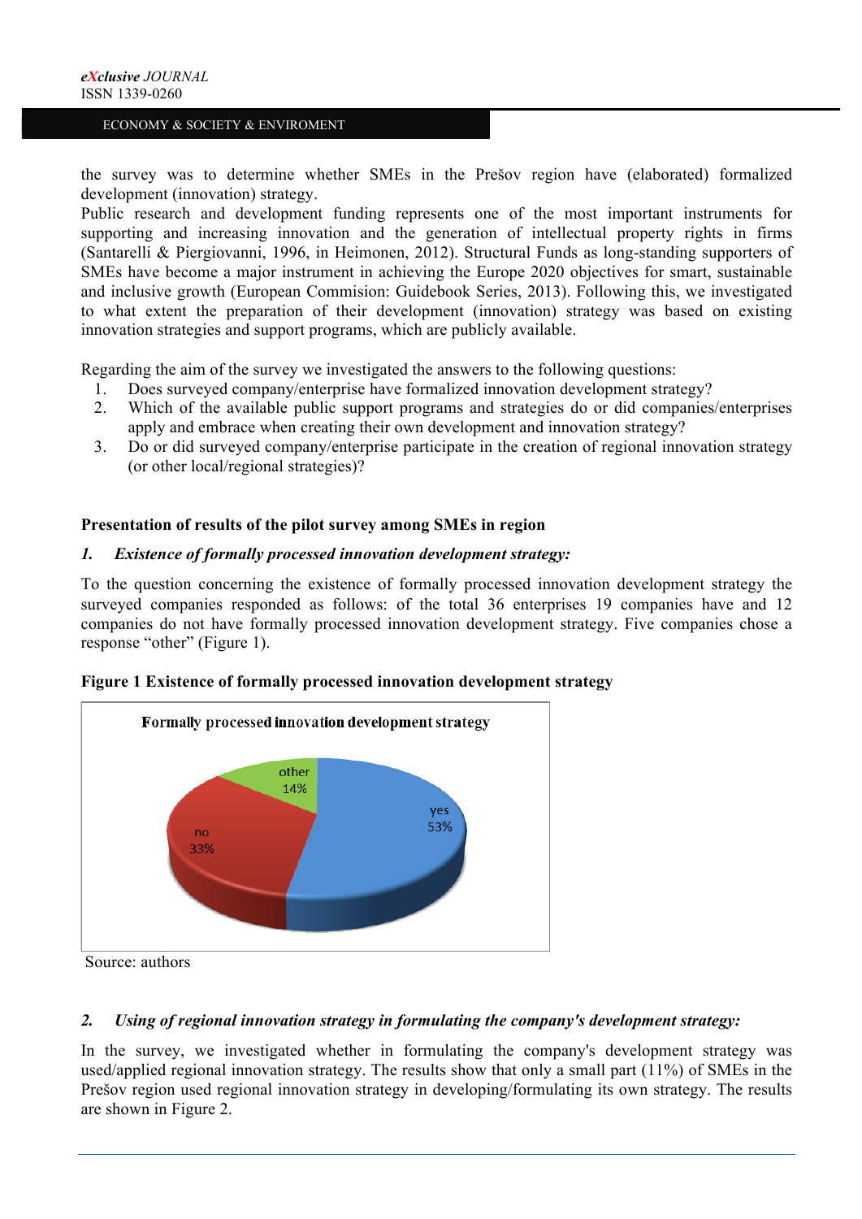the survey was to determine whether SMEs in the Prešov region have (elaborated) formalized development (innovation) strategy.

Public research and development funding represents one of the most important instruments for supporting and increasing innovation and the generation of intellectual property rights in firms (Santarelli & Piergiovanni, 1996, in Heimonen, 2012). Structural Funds as long-standing supporters of SMEs have become a major instrument in achieving the Europe 2020 objectives for smart, sustainable and inclusive growth (European Commision: Guidebook Series, 2013). Following this, we investigated to what extent the preparation of their development (innovation) strategy was based on existing innovation strategies and support programs, which are publicly available.

Regarding the aim of the survey we investigated the answers to the following questions:

1. Does surveyed company/enterprise have formalized innovation development strategy?
2. Which of the available public support programs and strategies do or did companies/enterprises apply and embrace when creating their own development and innovation strategy?
3. Do or did surveyed company/enterprise participate in the creation of regional innovation strategy (or other local/regional strategies)?

**Presentation of results of the pilot survey among SMEs in region**

***1. Existence of formally processed innovation development strategy:***

To the question concerning the existence of formally processed innovation development strategy the surveyed companies responded as follows: of the total 36 enterprises 19 companies have and 12 companies do not have formally processed innovation development strategy. Five companies chose a response "other" (Figure 1).

**Figure 1 Existence of formally processed innovation development strategy**

Formally processed innovation development strategy

yes 53%, no 33%, other 14%

Source: authors

***2. Using of regional innovation strategy in formulating the company's development strategy:***

In the survey, we investigated whether in formulating the company's development strategy was used/applied regional innovation strategy. The results show that only a small part (11%) of SMEs in the Prešov region used regional innovation strategy in developing/formulating its own strategy. The results are shown in Figure 2.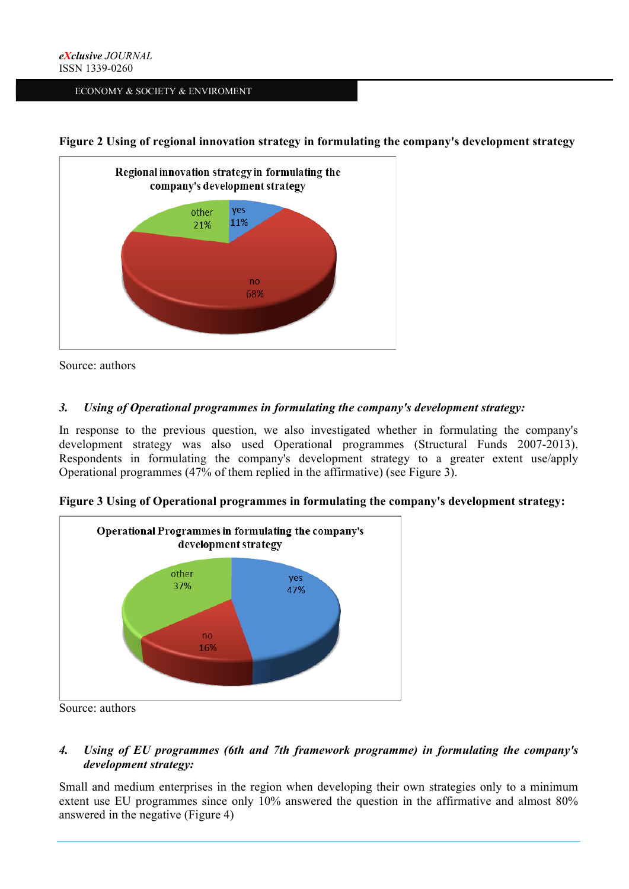**Figure 2 Using of regional innovation strategy in formulating the company's development strategy**

Source: authors

### *3. Using of Operational programmes in formulating the company's development strategy:*

In response to the previous question, we also investigated whether in formulating the company's development strategy was also used Operational programmes (Structural Funds 2007-2013). Respondents in formulating the company's development strategy to a greater extent use/apply Operational programmes (47% of them replied in the affirmative) (see Figure 3).

**Figure 3 Using of Operational programmes in formulating the company's development strategy:**

Source: authors

### *4. Using of EU programmes (6th and 7th framework programme) in formulating the company's development strategy:*

Small and medium enterprises in the region when developing their own strategies only to a minimum extent use EU programmes since only 10% answered the question in the affirmative and almost 80% answered in the negative (Figure 4)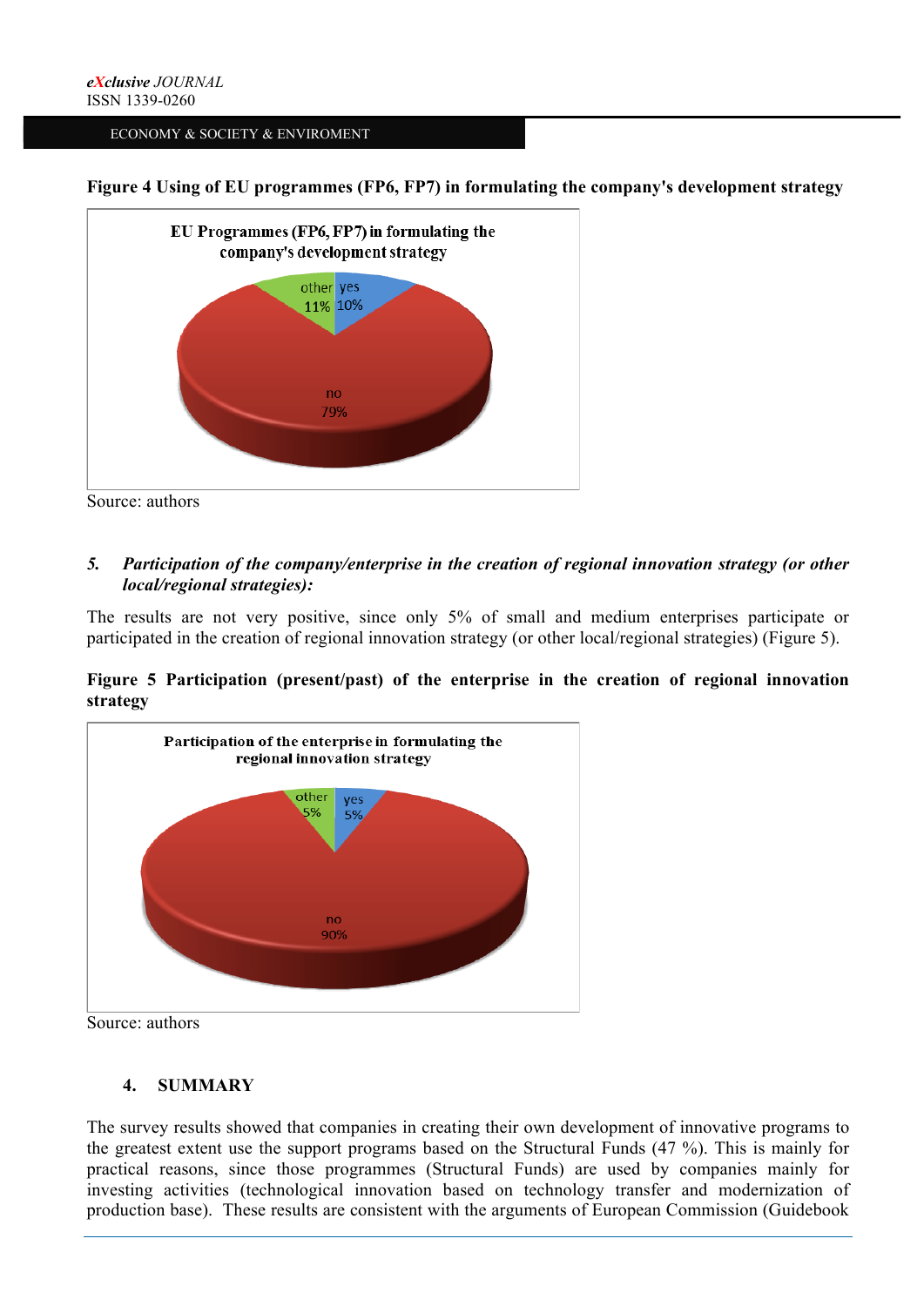**Figure 4 Using of EU programmes (FP6, FP7) in formulating the company's development strategy**

Source: authors

5. ***Participation of the company/enterprise in the creation of regional innovation strategy (or other local/regional strategies):***

The results are not very positive, since only 5% of small and medium enterprises participate or participated in the creation of regional innovation strategy (or other local/regional strategies) (Figure 5).

**Figure 5 Participation (present/past) of the enterprise in the creation of regional innovation strategy**

Source: authors

## 4. SUMMARY

The survey results showed that companies in creating their own development of innovative programs to the greatest extent use the support programs based on the Structural Funds (47 %). This is mainly for practical reasons, since those programmes (Structural Funds) are used by companies mainly for investing activities (technological innovation based on technology transfer and modernization of production base). These results are consistent with the arguments of European Commission (Guidebook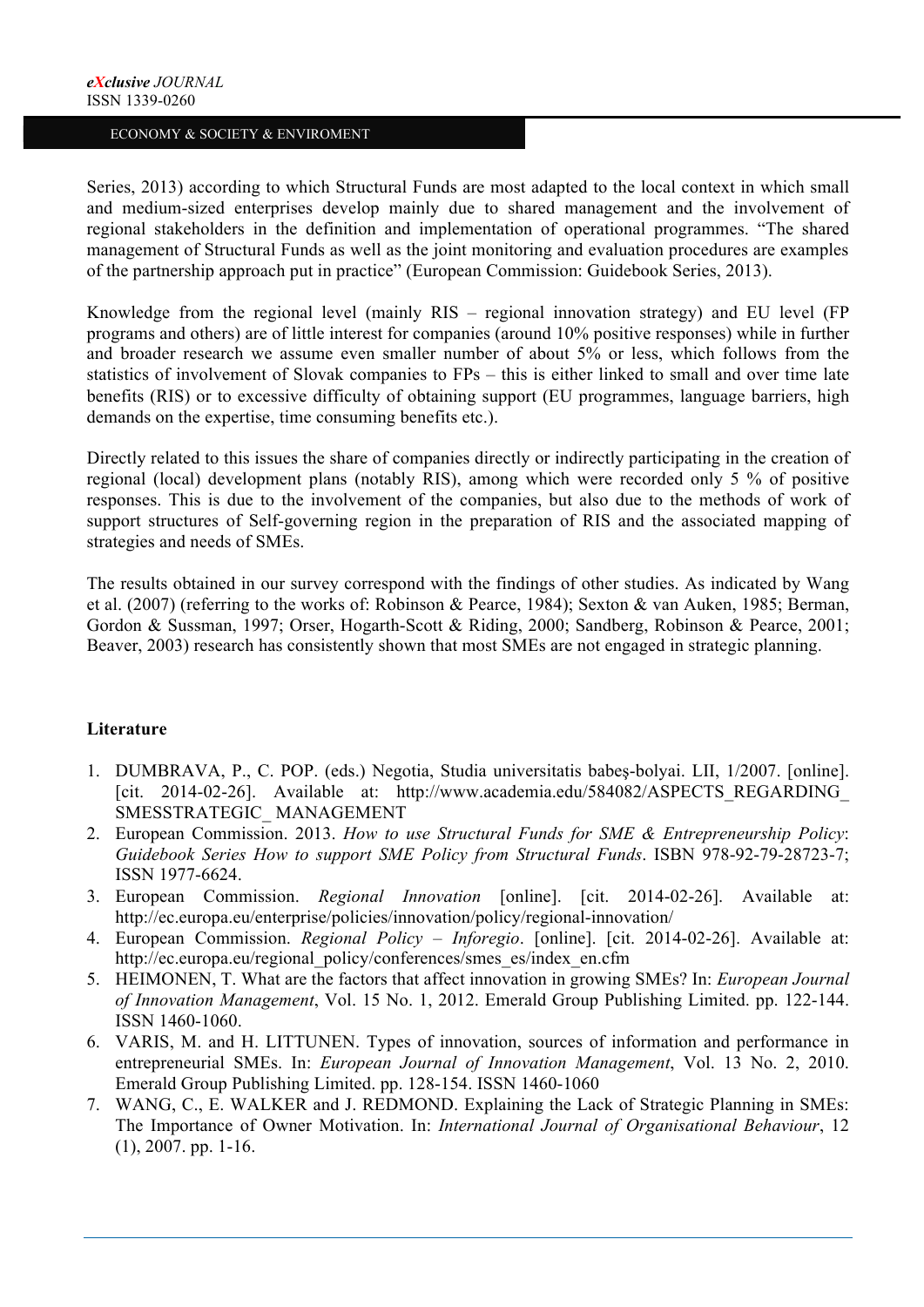Series, 2013) according to which Structural Funds are most adapted to the local context in which small and medium-sized enterprises develop mainly due to shared management and the involvement of regional stakeholders in the definition and implementation of operational programmes. "The shared management of Structural Funds as well as the joint monitoring and evaluation procedures are examples of the partnership approach put in practice" (European Commission: Guidebook Series, 2013).

Knowledge from the regional level (mainly RIS – regional innovation strategy) and EU level (FP programs and others) are of little interest for companies (around 10% positive responses) while in further and broader research we assume even smaller number of about 5% or less, which follows from the statistics of involvement of Slovak companies to FPs – this is either linked to small and over time late benefits (RIS) or to excessive difficulty of obtaining support (EU programmes, language barriers, high demands on the expertise, time consuming benefits etc.).

Directly related to this issues the share of companies directly or indirectly participating in the creation of regional (local) development plans (notably RIS), among which were recorded only 5 % of positive responses. This is due to the involvement of the companies, but also due to the methods of work of support structures of Self-governing region in the preparation of RIS and the associated mapping of strategies and needs of SMEs.

The results obtained in our survey correspond with the findings of other studies. As indicated by Wang et al. (2007) (referring to the works of: Robinson & Pearce, 1984); Sexton & van Auken, 1985; Berman, Gordon & Sussman, 1997; Orser, Hogarth-Scott & Riding, 2000; Sandberg, Robinson & Pearce, 2001; Beaver, 2003) research has consistently shown that most SMEs are not engaged in strategic planning.

## Literature

1. DUMBRAVA, P., C. POP. (eds.) Negotia, Studia universitatis babeş-bolyai. LII, 1/2007. [online]. [cit. 2014-02-26]. Available at: http://www.academia.edu/584082/ASPECTS_REGARDING_ SMESSTRATEGIC_ MANAGEMENT
2. European Commission. 2013. *How to use Structural Funds for SME & Entrepreneurship Policy*: *Guidebook Series How to support SME Policy from Structural Funds*. ISBN 978-92-79-28723-7; ISSN 1977-6624.
3. European Commission. *Regional Innovation* [online]. [cit. 2014-02-26]. Available at: http://ec.europa.eu/enterprise/policies/innovation/policy/regional-innovation/
4. European Commission. *Regional Policy – Inforegio*. [online]. [cit. 2014-02-26]. Available at: http://ec.europa.eu/regional_policy/conferences/smes_es/index_en.cfm
5. HEIMONEN, T. What are the factors that affect innovation in growing SMEs? In: *European Journal of Innovation Management*, Vol. 15 No. 1, 2012. Emerald Group Publishing Limited. pp. 122-144. ISSN 1460-1060.
6. VARIS, M. and H. LITTUNEN. Types of innovation, sources of information and performance in entrepreneurial SMEs. In: *European Journal of Innovation Management*, Vol. 13 No. 2, 2010. Emerald Group Publishing Limited. pp. 128-154. ISSN 1460-1060
7. WANG, C., E. WALKER and J. REDMOND. Explaining the Lack of Strategic Planning in SMEs: The Importance of Owner Motivation. In: *International Journal of Organisational Behaviour*, 12 (1), 2007. pp. 1-16.